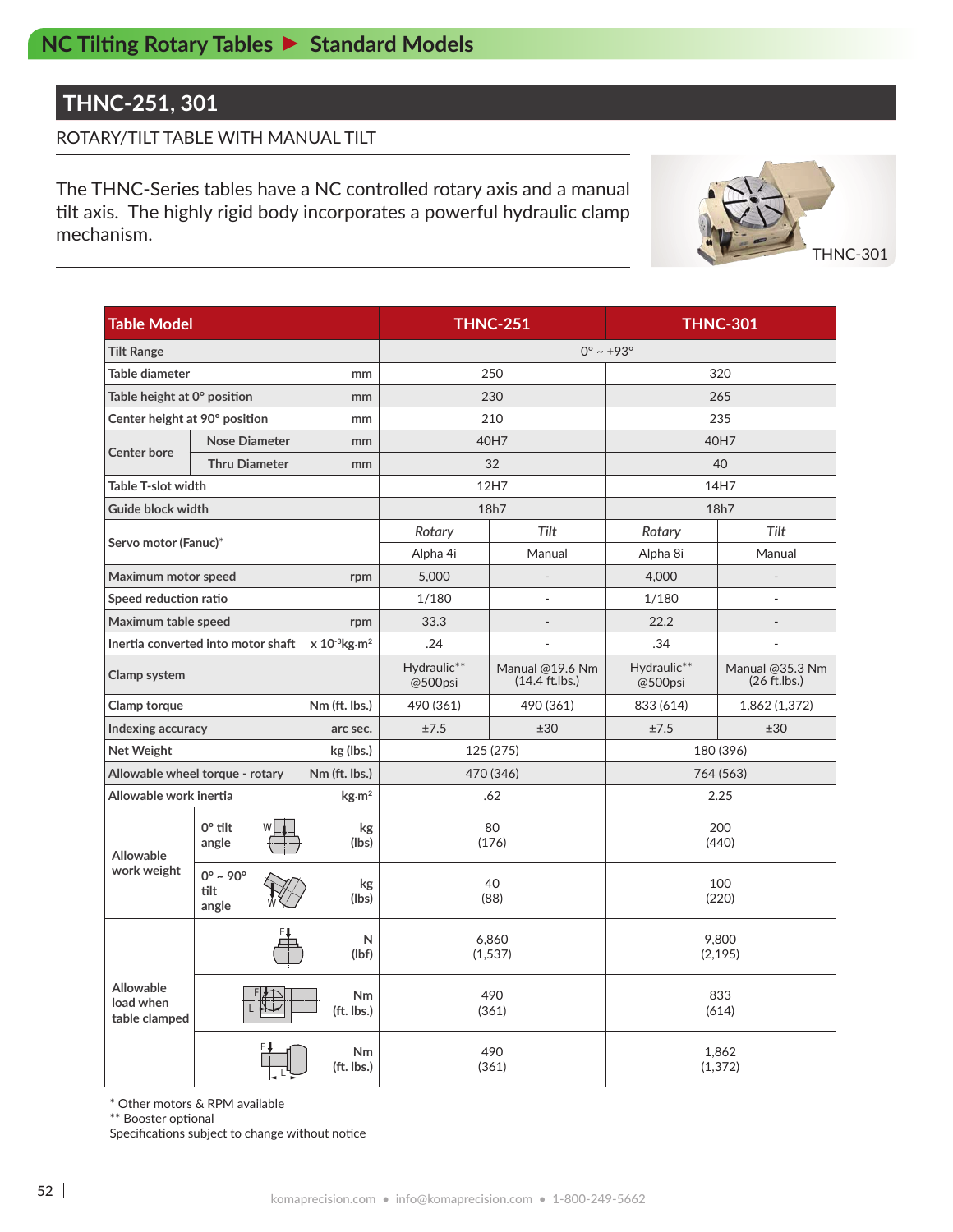# NC Tilting Rotary Tables ▶ Standard Models

## THNC-251, 301

ROTARY/TILT TABLE WITH MANUAL TILT

The THNC-Series tables have a NC controlled rotary axis and a manual tilt axis. The highly rigid body incorporates a powerful hydraulic clamp mechanism.

THNC-301

| Table Model | | | THNC-251 | | THNC-301 | |
|---|---|---|---|---|---|---|
| Tilt Range | | | 0° ~ +93° | | | |
| Table diameter | | mm | 250 | | 320 | |
| Table height at 0° position | | mm | 230 | | 265 | |
| Center height at 90° position | | mm | 210 | | 235 | |
| Center bore | Nose Diameter | mm | 40H7 | | 40H7 | |
| | Thru Diameter | mm | 32 | | 40 | |
| Table T-slot width | | | 12H7 | | 14H7 | |
| Guide block width | | | 18h7 | | 18h7 | |
| Servo motor (Fanuc)* | | | *Rotary* | *Tilt* | *Rotary* | *Tilt* |
| | | | Alpha 4i | Manual | Alpha 8i | Manual |
| Maximum motor speed | | rpm | 5,000 | - | 4,000 | - |
| Speed reduction ratio | | | 1/180 | - | 1/180 | - |
| Maximum table speed | | rpm | 33.3 | - | 22.2 | - |
| Inertia converted into motor shaft | | x $10^{-3}$kg·m² | .24 | - | .34 | - |
| Clamp system | | | Hydraulic** @500psi | Manual @19.6 Nm (14.4 ft.lbs.) | Hydraulic** @500psi | Manual @35.3 Nm (26 ft.lbs.) |
| Clamp torque | | Nm (ft. lbs.) | 490 (361) | 490 (361) | 833 (614) | 1,862 (1,372) |
| Indexing accuracy | | arc sec. | ±7.5 | ±30 | ±7.5 | ±30 |
| Net Weight | | kg (lbs.) | 125 (275) | | 180 (396) | |
| Allowable wheel torque - rotary | | Nm (ft. lbs.) | 470 (346) | | 764 (563) | |
| Allowable work inertia | | kg·m² | .62 | | 2.25 | |
| Allowable work weight | 0° tilt angle | kg (lbs) | 80 (176) | | 200 (440) | |
| | 0° ~ 90° tilt angle | kg (lbs) | 40 (88) | | 100 (220) | |
| Allowable load when table clamped | | N (lbf) | 6,860 (1,537) | | 9,800 (2,195) | |
| | | Nm (ft. lbs.) | 490 (361) | | 833 (614) | |
| | | Nm (ft. lbs.) | 490 (361) | | 1,862 (1,372) | |

\* Other motors & RPM available
\*\* Booster optional
Specifications subject to change without notice

komaprecision.com • info@komaprecision.com • 1-800-249-5662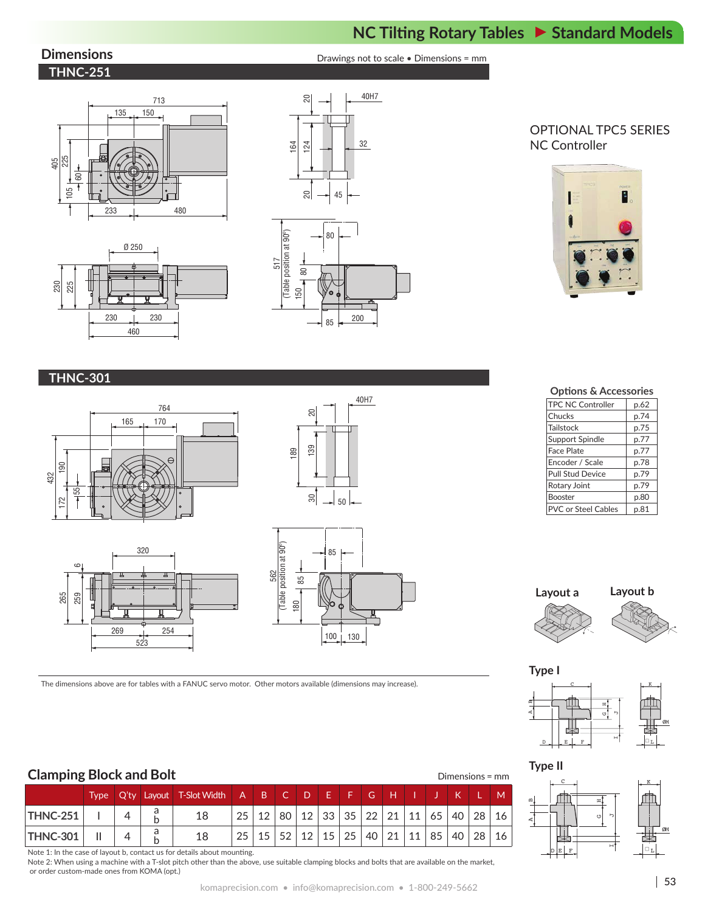# NC Tilting Rotary Tables ▶ Standard Models

## Dimensions

Drawings not to scale • Dimensions = mm

### THNC-251

713
135
150
405
225
60
105
233
480
20
40H7
164
124
32
20
45
Ø 250
230
225
230
230
460
517 (Table position at 90°)
80
80
150
85
200

### THNC-301

764
165
170
432
190
55
172
20
40H7
189
139
30
50
320
6
265
259
269
254
523
562 (Table position at 90°)
85
85
180
100
130

The dimensions above are for tables with a FANUC servo motor. Other motors available (dimensions may increase).

OPTIONAL TPC5 SERIES
NC Controller

### Options & Accessories

| | |
|---|---|
| TPC NC Controller | p.62 |
| Chucks | p.74 |
| Tailstock | p.75 |
| Support Spindle | p.77 |
| Face Plate | p.77 |
| Encoder / Scale | p.78 |
| Pull Stud Device | p.79 |
| Rotary Joint | p.79 |
| Booster | p.80 |
| PVC or Steel Cables | p.81 |

Layout a

Layout b

Type I

Type II

## Clamping Block and Bolt

Dimensions = mm

| | Type | Q'ty | Layout | T-Slot Width | A | B | C | D | E | F | G | H | I | J | K | L | M |
|---|---|---|---|---|---|---|---|---|---|---|---|---|---|---|---|---|---|
| THNC-251 | I | 4 | a b | 18 | 25 | 12 | 80 | 12 | 33 | 35 | 22 | 21 | 11 | 65 | 40 | 28 | 16 |
| THNC-301 | II | 4 | a b | 18 | 25 | 15 | 52 | 12 | 15 | 25 | 40 | 21 | 11 | 85 | 40 | 28 | 16 |

Note 1: In the case of layout b, contact us for details about mounting.
Note 2: When using a machine with a T-slot pitch other than the above, use suitable clamping blocks and bolts that are available on the market, or order custom-made ones from KOMA (opt.)

komaprecision.com • info@komaprecision.com • 1-800-249-5662